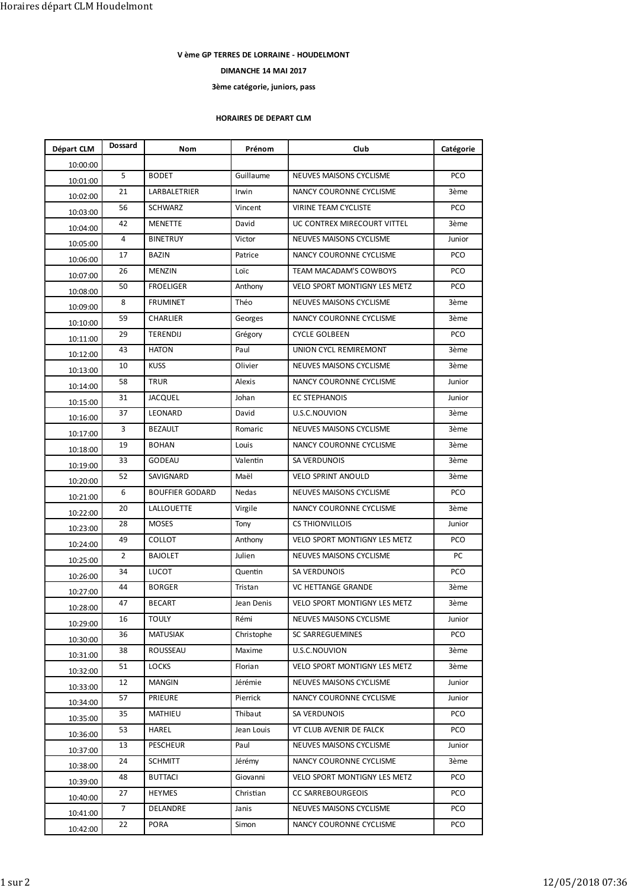**V ème GP TERRES DE LORRAINE - HOUDELMONT**

**DIMANCHE 14 MAI 2017**

**3ème catégorie, juniors, pass**

**HORAIRES DE DEPART CLM**

| Départ CLM | Dossard | Nom | Prénom | Club | Catégorie |
|---|---|---|---|---|---|
| 10:00:00 | | | | | |
| 10:01:00 | 5 | BODET | Guillaume | NEUVES MAISONS CYCLISME | PCO |
| 10:02:00 | 21 | LARBALETRIER | Irwin | NANCY COURONNE CYCLISME | 3ème |
| 10:03:00 | 56 | SCHWARZ | Vincent | VIRINE TEAM CYCLISTE | PCO |
| 10:04:00 | 42 | MENETTE | David | UC CONTREX MIRECOURT VITTEL | 3ème |
| 10:05:00 | 4 | BINETRUY | Victor | NEUVES MAISONS CYCLISME | Junior |
| 10:06:00 | 17 | BAZIN | Patrice | NANCY COURONNE CYCLISME | PCO |
| 10:07:00 | 26 | MENZIN | Loïc | TEAM MACADAM'S COWBOYS | PCO |
| 10:08:00 | 50 | FROELIGER | Anthony | VELO SPORT MONTIGNY LES METZ | PCO |
| 10:09:00 | 8 | FRUMINET | Théo | NEUVES MAISONS CYCLISME | 3ème |
| 10:10:00 | 59 | CHARLIER | Georges | NANCY COURONNE CYCLISME | 3ème |
| 10:11:00 | 29 | TERENDIJ | Grégory | CYCLE GOLBEEN | PCO |
| 10:12:00 | 43 | HATON | Paul | UNION CYCL REMIREMONT | 3ème |
| 10:13:00 | 10 | KUSS | Olivier | NEUVES MAISONS CYCLISME | 3ème |
| 10:14:00 | 58 | TRUR | Alexis | NANCY COURONNE CYCLISME | Junior |
| 10:15:00 | 31 | JACQUEL | Johan | EC STEPHANOIS | Junior |
| 10:16:00 | 37 | LEONARD | David | U.S.C.NOUVION | 3ème |
| 10:17:00 | 3 | BEZAULT | Romaric | NEUVES MAISONS CYCLISME | 3ème |
| 10:18:00 | 19 | BOHAN | Louis | NANCY COURONNE CYCLISME | 3ème |
| 10:19:00 | 33 | GODEAU | Valentin | SA VERDUNOIS | 3ème |
| 10:20:00 | 52 | SAVIGNARD | Maël | VELO SPRINT ANOULD | 3ème |
| 10:21:00 | 6 | BOUFFIER GODARD | Nedas | NEUVES MAISONS CYCLISME | PCO |
| 10:22:00 | 20 | LALLOUETTE | Virgile | NANCY COURONNE CYCLISME | 3ème |
| 10:23:00 | 28 | MOSES | Tony | CS THIONVILLOIS | Junior |
| 10:24:00 | 49 | COLLOT | Anthony | VELO SPORT MONTIGNY LES METZ | PCO |
| 10:25:00 | 2 | BAJOLET | Julien | NEUVES MAISONS CYCLISME | PC |
| 10:26:00 | 34 | LUCOT | Quentin | SA VERDUNOIS | PCO |
| 10:27:00 | 44 | BORGER | Tristan | VC HETTANGE GRANDE | 3ème |
| 10:28:00 | 47 | BECART | Jean Denis | VELO SPORT MONTIGNY LES METZ | 3ème |
| 10:29:00 | 16 | TOULY | Rémi | NEUVES MAISONS CYCLISME | Junior |
| 10:30:00 | 36 | MATUSIAK | Christophe | SC SARREGUEMINES | PCO |
| 10:31:00 | 38 | ROUSSEAU | Maxime | U.S.C.NOUVION | 3ème |
| 10:32:00 | 51 | LOCKS | Florian | VELO SPORT MONTIGNY LES METZ | 3ème |
| 10:33:00 | 12 | MANGIN | Jérémie | NEUVES MAISONS CYCLISME | Junior |
| 10:34:00 | 57 | PRIEURE | Pierrick | NANCY COURONNE CYCLISME | Junior |
| 10:35:00 | 35 | MATHIEU | Thibaut | SA VERDUNOIS | PCO |
| 10:36:00 | 53 | HAREL | Jean Louis | VT CLUB AVENIR DE FALCK | PCO |
| 10:37:00 | 13 | PESCHEUR | Paul | NEUVES MAISONS CYCLISME | Junior |
| 10:38:00 | 24 | SCHMITT | Jérémy | NANCY COURONNE CYCLISME | 3ème |
| 10:39:00 | 48 | BUTTACI | Giovanni | VELO SPORT MONTIGNY LES METZ | PCO |
| 10:40:00 | 27 | HEYMES | Christian | CC SARREBOURGEOIS | PCO |
| 10:41:00 | 7 | DELANDRE | Janis | NEUVES MAISONS CYCLISME | PCO |
| 10:42:00 | 22 | PORA | Simon | NANCY COURONNE CYCLISME | PCO |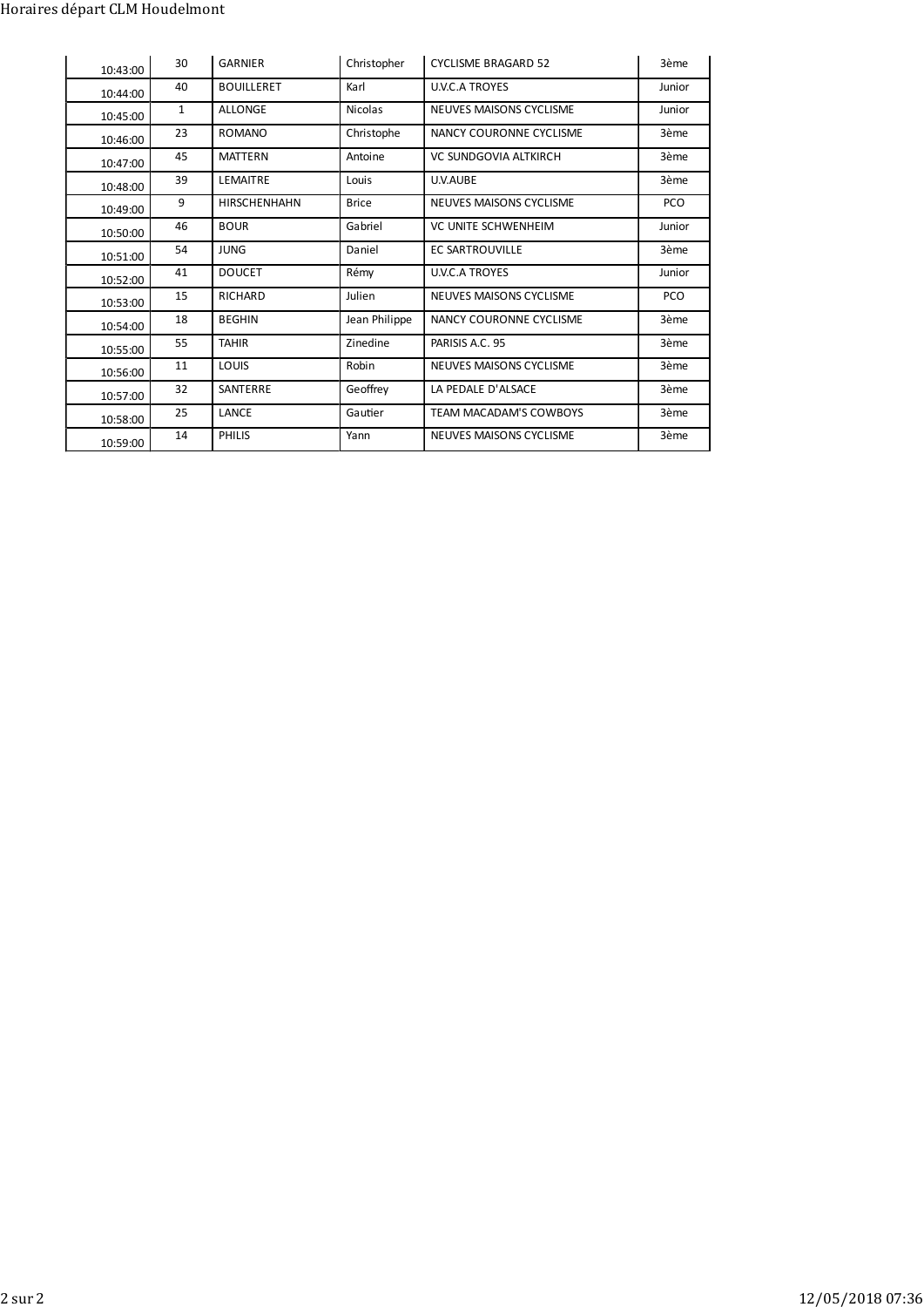| | | | | | |
|---|---|---|---|---|---|
| 10:43:00 | 30 | GARNIER | Christopher | CYCLISME BRAGARD 52 | 3ème |
| 10:44:00 | 40 | BOUILLERET | Karl | U.V.C.A TROYES | Junior |
| 10:45:00 | 1 | ALLONGE | Nicolas | NEUVES MAISONS CYCLISME | Junior |
| 10:46:00 | 23 | ROMANO | Christophe | NANCY COURONNE CYCLISME | 3ème |
| 10:47:00 | 45 | MATTERN | Antoine | VC SUNDGOVIA ALTKIRCH | 3ème |
| 10:48:00 | 39 | LEMAITRE | Louis | U.V.AUBE | 3ème |
| 10:49:00 | 9 | HIRSCHENHAHN | Brice | NEUVES MAISONS CYCLISME | PCO |
| 10:50:00 | 46 | BOUR | Gabriel | VC UNITE SCHWENHEIM | Junior |
| 10:51:00 | 54 | JUNG | Daniel | EC SARTROUVILLE | 3ème |
| 10:52:00 | 41 | DOUCET | Rémy | U.V.C.A TROYES | Junior |
| 10:53:00 | 15 | RICHARD | Julien | NEUVES MAISONS CYCLISME | PCO |
| 10:54:00 | 18 | BEGHIN | Jean Philippe | NANCY COURONNE CYCLISME | 3ème |
| 10:55:00 | 55 | TAHIR | Zinedine | PARISIS A.C. 95 | 3ème |
| 10:56:00 | 11 | LOUIS | Robin | NEUVES MAISONS CYCLISME | 3ème |
| 10:57:00 | 32 | SANTERRE | Geoffrey | LA PEDALE D'ALSACE | 3ème |
| 10:58:00 | 25 | LANCE | Gautier | TEAM MACADAM'S COWBOYS | 3ème |
| 10:59:00 | 14 | PHILIS | Yann | NEUVES MAISONS CYCLISME | 3ème |